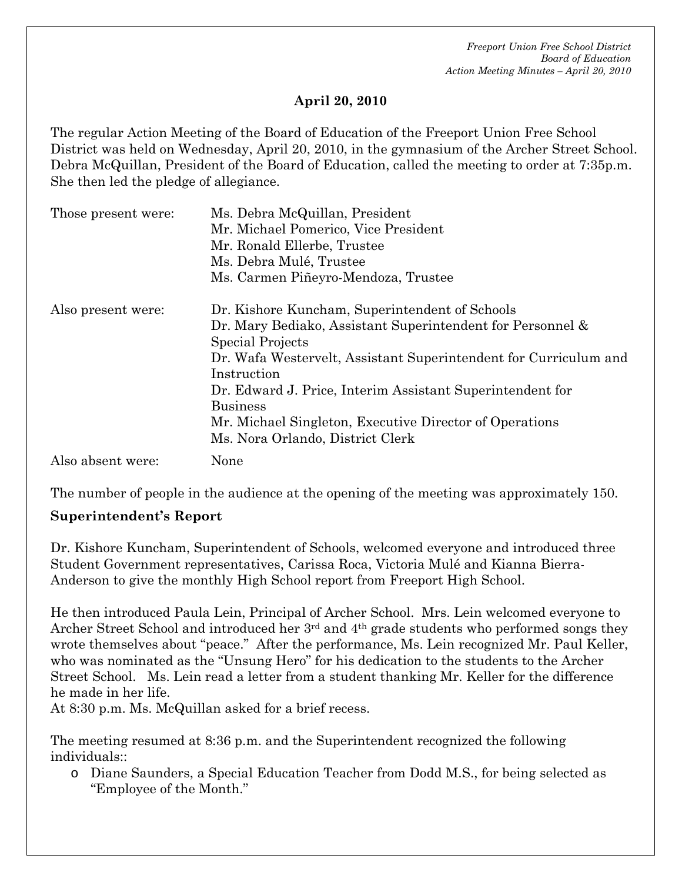## April 20, 2010

The regular Action Meeting of the Board of Education of the Freeport Union Free School District was held on Wednesday, April 20, 2010, in the gymnasium of the Archer Street School. Debra McQuillan, President of the Board of Education, called the meeting to order at 7:35p.m. She then led the pledge of allegiance.

| | |
|---|---|
| Those present were: | Ms. Debra McQuillan, President<br>Mr. Michael Pomerico, Vice President<br>Mr. Ronald Ellerbe, Trustee<br>Ms. Debra Mulé, Trustee<br>Ms. Carmen Piñeyro-Mendoza, Trustee |
| Also present were: | Dr. Kishore Kuncham, Superintendent of Schools<br>Dr. Mary Bediako, Assistant Superintendent for Personnel & Special Projects<br>Dr. Wafa Westervelt, Assistant Superintendent for Curriculum and Instruction<br>Dr. Edward J. Price, Interim Assistant Superintendent for Business<br>Mr. Michael Singleton, Executive Director of Operations<br>Ms. Nora Orlando, District Clerk |
| Also absent were: | None |

The number of people in the audience at the opening of the meeting was approximately 150.

**Superintendent's Report**

Dr. Kishore Kuncham, Superintendent of Schools, welcomed everyone and introduced three Student Government representatives, Carissa Roca, Victoria Mulé and Kianna Bierra-Anderson to give the monthly High School report from Freeport High School.

He then introduced Paula Lein, Principal of Archer School. Mrs. Lein welcomed everyone to Archer Street School and introduced her 3rd and 4th grade students who performed songs they wrote themselves about "peace." After the performance, Ms. Lein recognized Mr. Paul Keller, who was nominated as the "Unsung Hero" for his dedication to the students to the Archer Street School. Ms. Lein read a letter from a student thanking Mr. Keller for the difference he made in her life.

At 8:30 p.m. Ms. McQuillan asked for a brief recess.

The meeting resumed at 8:36 p.m. and the Superintendent recognized the following individuals::

- Diane Saunders, a Special Education Teacher from Dodd M.S., for being selected as "Employee of the Month."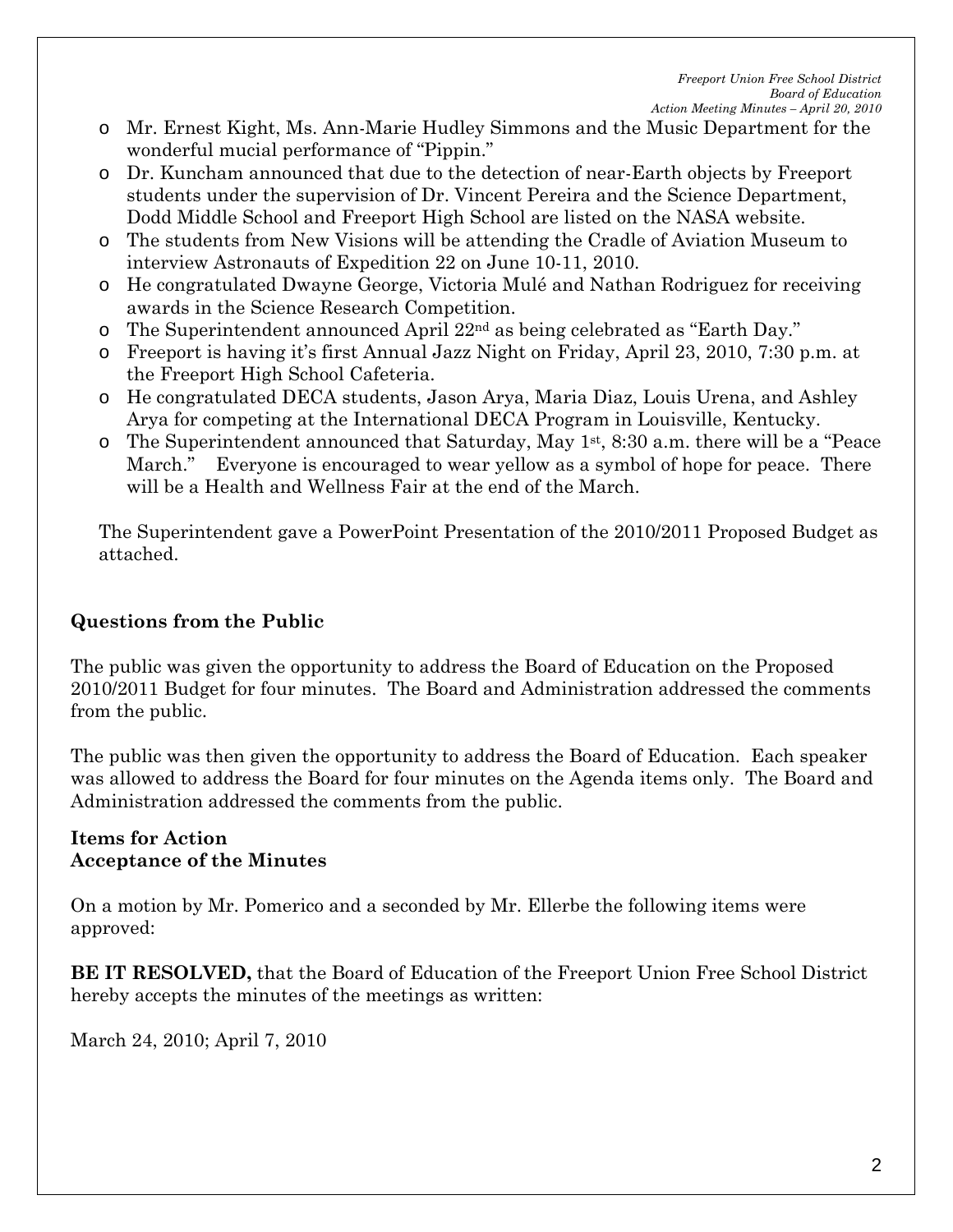- Mr. Ernest Kight, Ms. Ann-Marie Hudley Simmons and the Music Department for the wonderful mucial performance of "Pippin."
- Dr. Kuncham announced that due to the detection of near-Earth objects by Freeport students under the supervision of Dr. Vincent Pereira and the Science Department, Dodd Middle School and Freeport High School are listed on the NASA website.
- The students from New Visions will be attending the Cradle of Aviation Museum to interview Astronauts of Expedition 22 on June 10-11, 2010.
- He congratulated Dwayne George, Victoria Mulé and Nathan Rodriguez for receiving awards in the Science Research Competition.
- The Superintendent announced April 22nd as being celebrated as "Earth Day."
- Freeport is having it's first Annual Jazz Night on Friday, April 23, 2010, 7:30 p.m. at the Freeport High School Cafeteria.
- He congratulated DECA students, Jason Arya, Maria Diaz, Louis Urena, and Ashley Arya for competing at the International DECA Program in Louisville, Kentucky.
- The Superintendent announced that Saturday, May 1st, 8:30 a.m. there will be a "Peace March." Everyone is encouraged to wear yellow as a symbol of hope for peace. There will be a Health and Wellness Fair at the end of the March.

The Superintendent gave a PowerPoint Presentation of the 2010/2011 Proposed Budget as attached.

## Questions from the Public

The public was given the opportunity to address the Board of Education on the Proposed 2010/2011 Budget for four minutes. The Board and Administration addressed the comments from the public.

The public was then given the opportunity to address the Board of Education. Each speaker was allowed to address the Board for four minutes on the Agenda items only. The Board and Administration addressed the comments from the public.

## Items for Action
## Acceptance of the Minutes

On a motion by Mr. Pomerico and a seconded by Mr. Ellerbe the following items were approved:

**BE IT RESOLVED,** that the Board of Education of the Freeport Union Free School District hereby accepts the minutes of the meetings as written:

March 24, 2010; April 7, 2010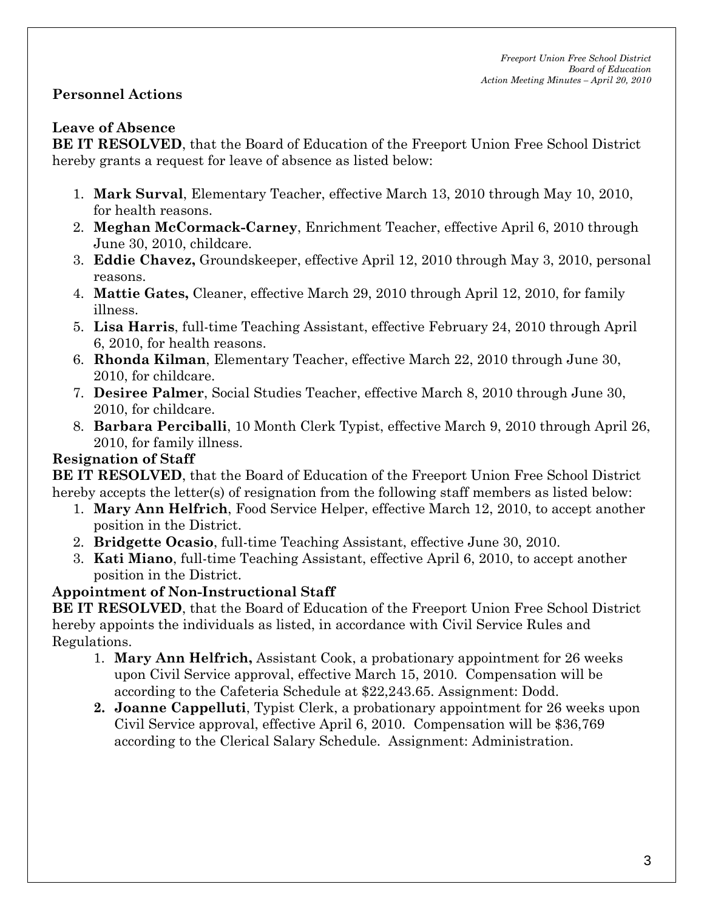## Personnel Actions

### Leave of Absence

**BE IT RESOLVED**, that the Board of Education of the Freeport Union Free School District hereby grants a request for leave of absence as listed below:

1. **Mark Surval**, Elementary Teacher, effective March 13, 2010 through May 10, 2010, for health reasons.
2. **Meghan McCormack-Carney**, Enrichment Teacher, effective April 6, 2010 through June 30, 2010, childcare.
3. **Eddie Chavez,** Groundskeeper, effective April 12, 2010 through May 3, 2010, personal reasons.
4. **Mattie Gates,** Cleaner, effective March 29, 2010 through April 12, 2010, for family illness.
5. **Lisa Harris**, full-time Teaching Assistant, effective February 24, 2010 through April 6, 2010, for health reasons.
6. **Rhonda Kilman**, Elementary Teacher, effective March 22, 2010 through June 30, 2010, for childcare.
7. **Desiree Palmer**, Social Studies Teacher, effective March 8, 2010 through June 30, 2010, for childcare.
8. **Barbara Perciballi**, 10 Month Clerk Typist, effective March 9, 2010 through April 26, 2010, for family illness.

### Resignation of Staff

**BE IT RESOLVED**, that the Board of Education of the Freeport Union Free School District hereby accepts the letter(s) of resignation from the following staff members as listed below:

1. **Mary Ann Helfrich**, Food Service Helper, effective March 12, 2010, to accept another position in the District.
2. **Bridgette Ocasio**, full-time Teaching Assistant, effective June 30, 2010.
3. **Kati Miano**, full-time Teaching Assistant, effective April 6, 2010, to accept another position in the District.

### Appointment of Non-Instructional Staff

**BE IT RESOLVED**, that the Board of Education of the Freeport Union Free School District hereby appoints the individuals as listed, in accordance with Civil Service Rules and Regulations.

1. **Mary Ann Helfrich,** Assistant Cook, a probationary appointment for 26 weeks upon Civil Service approval, effective March 15, 2010. Compensation will be according to the Cafeteria Schedule at $22,243.65. Assignment: Dodd.
2. **Joanne Cappelluti**, Typist Clerk, a probationary appointment for 26 weeks upon Civil Service approval, effective April 6, 2010. Compensation will be $36,769 according to the Clerical Salary Schedule. Assignment: Administration.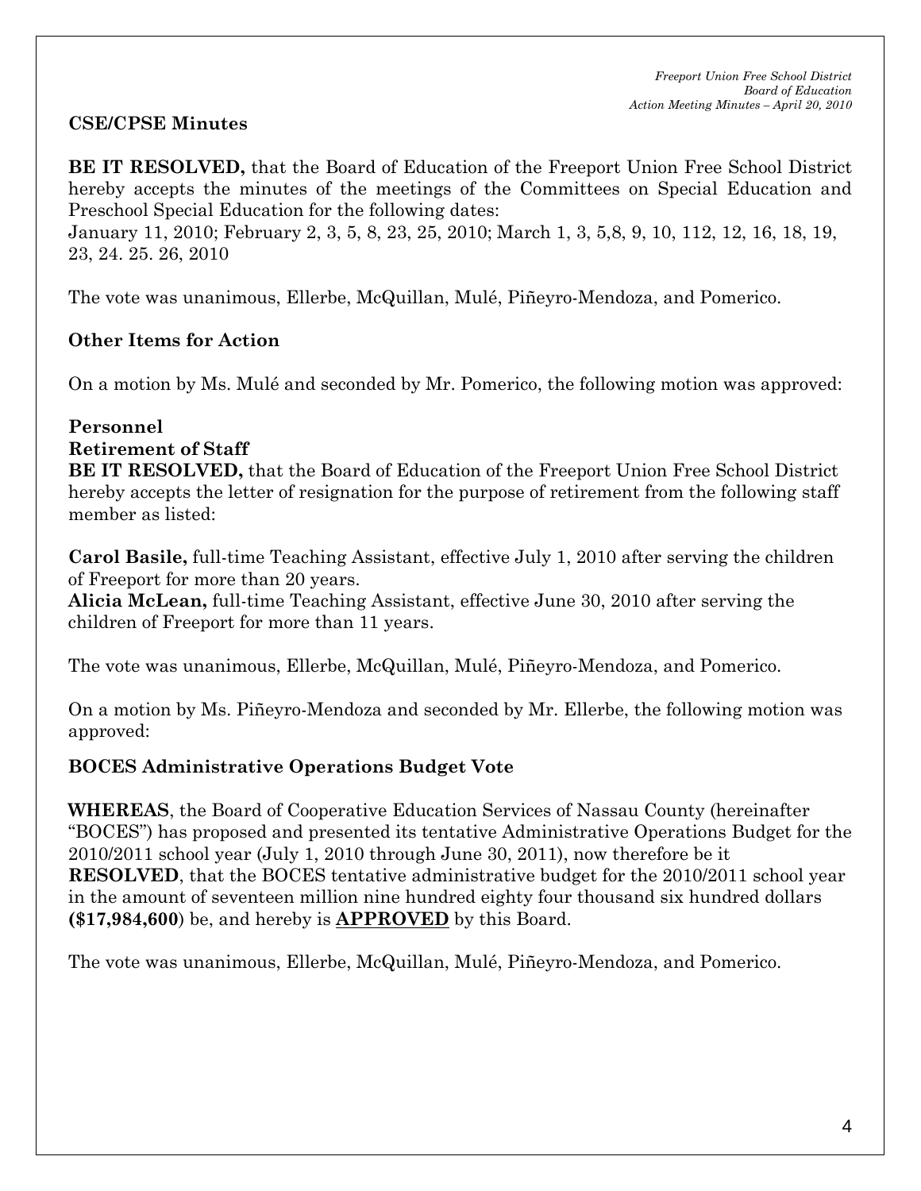**CSE/CPSE Minutes**

**BE IT RESOLVED,** that the Board of Education of the Freeport Union Free School District hereby accepts the minutes of the meetings of the Committees on Special Education and Preschool Special Education for the following dates:
January 11, 2010; February 2, 3, 5, 8, 23, 25, 2010; March 1, 3, 5,8, 9, 10, 112, 12, 16, 18, 19, 23, 24. 25. 26, 2010

The vote was unanimous, Ellerbe, McQuillan, Mulé, Piñeyro-Mendoza, and Pomerico.

**Other Items for Action**

On a motion by Ms. Mulé and seconded by Mr. Pomerico, the following motion was approved:

**Personnel**
**Retirement of Staff**
**BE IT RESOLVED,** that the Board of Education of the Freeport Union Free School District hereby accepts the letter of resignation for the purpose of retirement from the following staff member as listed:

**Carol Basile,** full-time Teaching Assistant, effective July 1, 2010 after serving the children of Freeport for more than 20 years.
**Alicia McLean,** full-time Teaching Assistant, effective June 30, 2010 after serving the children of Freeport for more than 11 years.

The vote was unanimous, Ellerbe, McQuillan, Mulé, Piñeyro-Mendoza, and Pomerico.

On a motion by Ms. Piñeyro-Mendoza and seconded by Mr. Ellerbe, the following motion was approved:

**BOCES Administrative Operations Budget Vote**

**WHEREAS**, the Board of Cooperative Education Services of Nassau County (hereinafter "BOCES") has proposed and presented its tentative Administrative Operations Budget for the 2010/2011 school year (July 1, 2010 through June 30, 2011), now therefore be it
**RESOLVED**, that the BOCES tentative administrative budget for the 2010/2011 school year in the amount of seventeen million nine hundred eighty four thousand six hundred dollars **($17,984,600**) be, and hereby is **APPROVED** by this Board.

The vote was unanimous, Ellerbe, McQuillan, Mulé, Piñeyro-Mendoza, and Pomerico.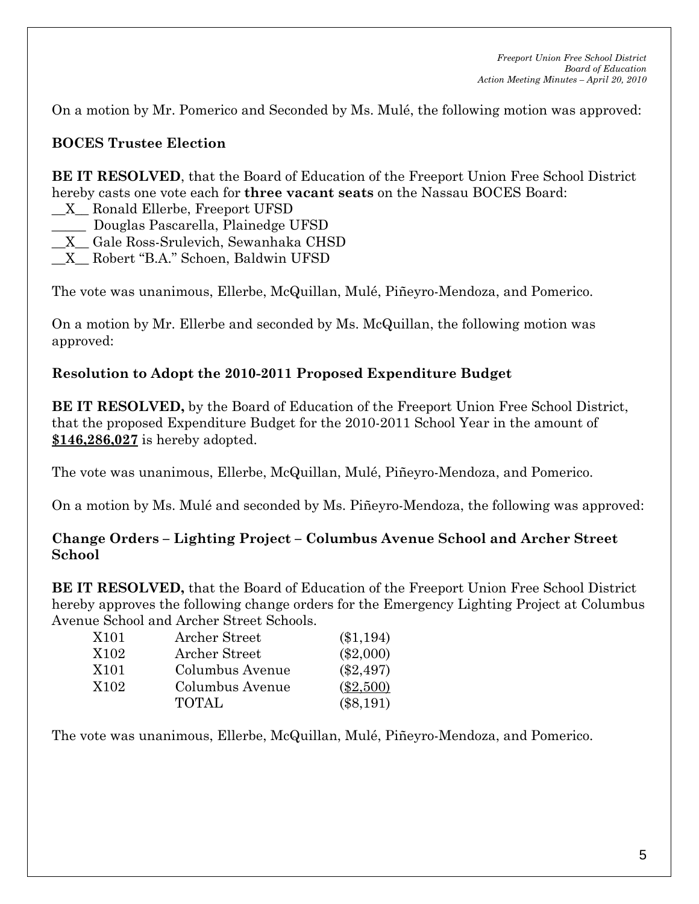On a motion by Mr. Pomerico and Seconded by Ms. Mulé, the following motion was approved:

**BOCES Trustee Election**

**BE IT RESOLVED**, that the Board of Education of the Freeport Union Free School District hereby casts one vote each for **three vacant seats** on the Nassau BOCES Board:

__X__ Ronald Ellerbe, Freeport UFSD
_____ Douglas Pascarella, Plainedge UFSD
__X__ Gale Ross-Srulevich, Sewanhaka CHSD
__X__ Robert "B.A." Schoen, Baldwin UFSD

The vote was unanimous, Ellerbe, McQuillan, Mulé, Piñeyro-Mendoza, and Pomerico.

On a motion by Mr. Ellerbe and seconded by Ms. McQuillan, the following motion was approved:

**Resolution to Adopt the 2010-2011 Proposed Expenditure Budget**

**BE IT RESOLVED,** by the Board of Education of the Freeport Union Free School District, that the proposed Expenditure Budget for the 2010-2011 School Year in the amount of **$146,286,027** is hereby adopted.

The vote was unanimous, Ellerbe, McQuillan, Mulé, Piñeyro-Mendoza, and Pomerico.

On a motion by Ms. Mulé and seconded by Ms. Piñeyro-Mendoza, the following was approved:

**Change Orders – Lighting Project – Columbus Avenue School and Archer Street School**

**BE IT RESOLVED,** that the Board of Education of the Freeport Union Free School District hereby approves the following change orders for the Emergency Lighting Project at Columbus Avenue School and Archer Street Schools.

| | | |
|---|---|---|
| X101 | Archer Street | ($1,194) |
| X102 | Archer Street | ($2,000) |
| X101 | Columbus Avenue | ($2,497) |
| X102 | Columbus Avenue | ($2,500) |
| | TOTAL | ($8,191) |

The vote was unanimous, Ellerbe, McQuillan, Mulé, Piñeyro-Mendoza, and Pomerico.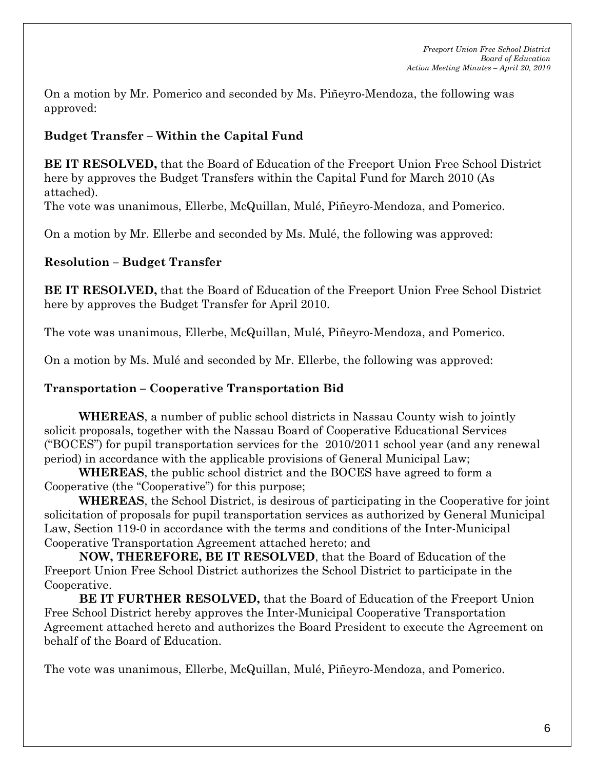On a motion by Mr. Pomerico and seconded by Ms. Piñeyro-Mendoza, the following was approved:

**Budget Transfer – Within the Capital Fund**

**BE IT RESOLVED,** that the Board of Education of the Freeport Union Free School District here by approves the Budget Transfers within the Capital Fund for March 2010 (As attached).
The vote was unanimous, Ellerbe, McQuillan, Mulé, Piñeyro-Mendoza, and Pomerico.

On a motion by Mr. Ellerbe and seconded by Ms. Mulé, the following was approved:

**Resolution – Budget Transfer**

**BE IT RESOLVED,** that the Board of Education of the Freeport Union Free School District here by approves the Budget Transfer for April 2010.

The vote was unanimous, Ellerbe, McQuillan, Mulé, Piñeyro-Mendoza, and Pomerico.

On a motion by Ms. Mulé and seconded by Mr. Ellerbe, the following was approved:

**Transportation – Cooperative Transportation Bid**

**WHEREAS**, a number of public school districts in Nassau County wish to jointly solicit proposals, together with the Nassau Board of Cooperative Educational Services ("BOCES") for pupil transportation services for the 2010/2011 school year (and any renewal period) in accordance with the applicable provisions of General Municipal Law;

**WHEREAS**, the public school district and the BOCES have agreed to form a Cooperative (the "Cooperative") for this purpose;

**WHEREAS**, the School District, is desirous of participating in the Cooperative for joint solicitation of proposals for pupil transportation services as authorized by General Municipal Law, Section 119-0 in accordance with the terms and conditions of the Inter-Municipal Cooperative Transportation Agreement attached hereto; and

**NOW, THEREFORE, BE IT RESOLVED**, that the Board of Education of the Freeport Union Free School District authorizes the School District to participate in the Cooperative.

**BE IT FURTHER RESOLVED,** that the Board of Education of the Freeport Union Free School District hereby approves the Inter-Municipal Cooperative Transportation Agreement attached hereto and authorizes the Board President to execute the Agreement on behalf of the Board of Education.

The vote was unanimous, Ellerbe, McQuillan, Mulé, Piñeyro-Mendoza, and Pomerico.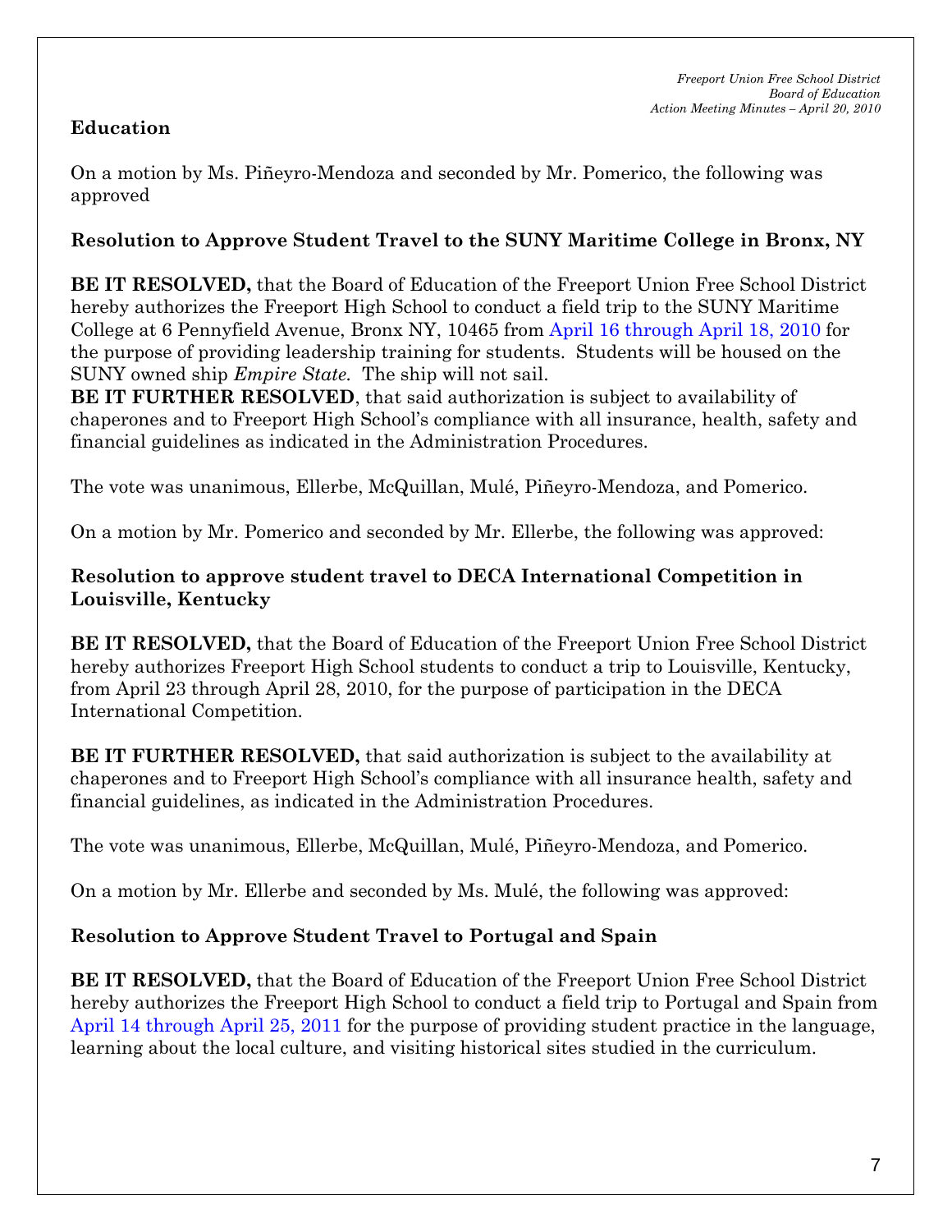**Education**

On a motion by Ms. Piñeyro-Mendoza and seconded by Mr. Pomerico, the following was approved

**Resolution to Approve Student Travel to the SUNY Maritime College in Bronx, NY**

**BE IT RESOLVED,** that the Board of Education of the Freeport Union Free School District hereby authorizes the Freeport High School to conduct a field trip to the SUNY Maritime College at 6 Pennyfield Avenue, Bronx NY, 10465 from April 16 through April 18, 2010 for the purpose of providing leadership training for students. Students will be housed on the SUNY owned ship *Empire State.* The ship will not sail.

**BE IT FURTHER RESOLVED**, that said authorization is subject to availability of chaperones and to Freeport High School's compliance with all insurance, health, safety and financial guidelines as indicated in the Administration Procedures.

The vote was unanimous, Ellerbe, McQuillan, Mulé, Piñeyro-Mendoza, and Pomerico.

On a motion by Mr. Pomerico and seconded by Mr. Ellerbe, the following was approved:

**Resolution to approve student travel to DECA International Competition in Louisville, Kentucky**

**BE IT RESOLVED,** that the Board of Education of the Freeport Union Free School District hereby authorizes Freeport High School students to conduct a trip to Louisville, Kentucky, from April 23 through April 28, 2010, for the purpose of participation in the DECA International Competition.

**BE IT FURTHER RESOLVED,** that said authorization is subject to the availability at chaperones and to Freeport High School's compliance with all insurance health, safety and financial guidelines, as indicated in the Administration Procedures.

The vote was unanimous, Ellerbe, McQuillan, Mulé, Piñeyro-Mendoza, and Pomerico.

On a motion by Mr. Ellerbe and seconded by Ms. Mulé, the following was approved:

**Resolution to Approve Student Travel to Portugal and Spain**

**BE IT RESOLVED,** that the Board of Education of the Freeport Union Free School District hereby authorizes the Freeport High School to conduct a field trip to Portugal and Spain from April 14 through April 25, 2011 for the purpose of providing student practice in the language, learning about the local culture, and visiting historical sites studied in the curriculum.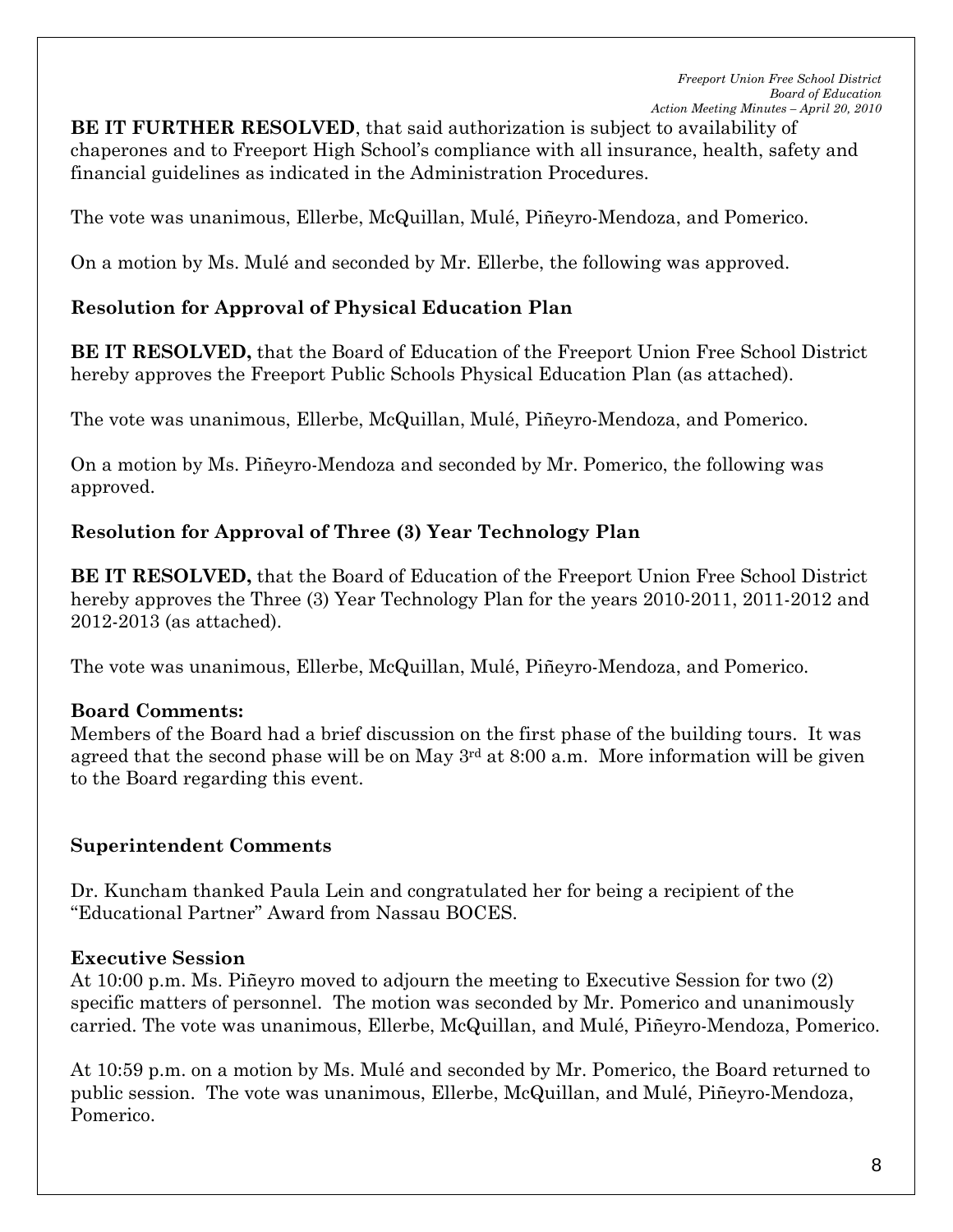**BE IT FURTHER RESOLVED**, that said authorization is subject to availability of chaperones and to Freeport High School's compliance with all insurance, health, safety and financial guidelines as indicated in the Administration Procedures.

The vote was unanimous, Ellerbe, McQuillan, Mulé, Piñeyro-Mendoza, and Pomerico.

On a motion by Ms. Mulé and seconded by Mr. Ellerbe, the following was approved.

**Resolution for Approval of Physical Education Plan**

**BE IT RESOLVED,** that the Board of Education of the Freeport Union Free School District hereby approves the Freeport Public Schools Physical Education Plan (as attached).

The vote was unanimous, Ellerbe, McQuillan, Mulé, Piñeyro-Mendoza, and Pomerico.

On a motion by Ms. Piñeyro-Mendoza and seconded by Mr. Pomerico, the following was approved.

**Resolution for Approval of Three (3) Year Technology Plan**

**BE IT RESOLVED,** that the Board of Education of the Freeport Union Free School District hereby approves the Three (3) Year Technology Plan for the years 2010-2011, 2011-2012 and 2012-2013 (as attached).

The vote was unanimous, Ellerbe, McQuillan, Mulé, Piñeyro-Mendoza, and Pomerico.

**Board Comments:**

Members of the Board had a brief discussion on the first phase of the building tours. It was agreed that the second phase will be on May 3rd at 8:00 a.m. More information will be given to the Board regarding this event.

**Superintendent Comments**

Dr. Kuncham thanked Paula Lein and congratulated her for being a recipient of the "Educational Partner" Award from Nassau BOCES.

**Executive Session**

At 10:00 p.m. Ms. Piñeyro moved to adjourn the meeting to Executive Session for two (2) specific matters of personnel. The motion was seconded by Mr. Pomerico and unanimously carried. The vote was unanimous, Ellerbe, McQuillan, and Mulé, Piñeyro-Mendoza, Pomerico.

At 10:59 p.m. on a motion by Ms. Mulé and seconded by Mr. Pomerico, the Board returned to public session. The vote was unanimous, Ellerbe, McQuillan, and Mulé, Piñeyro-Mendoza, Pomerico.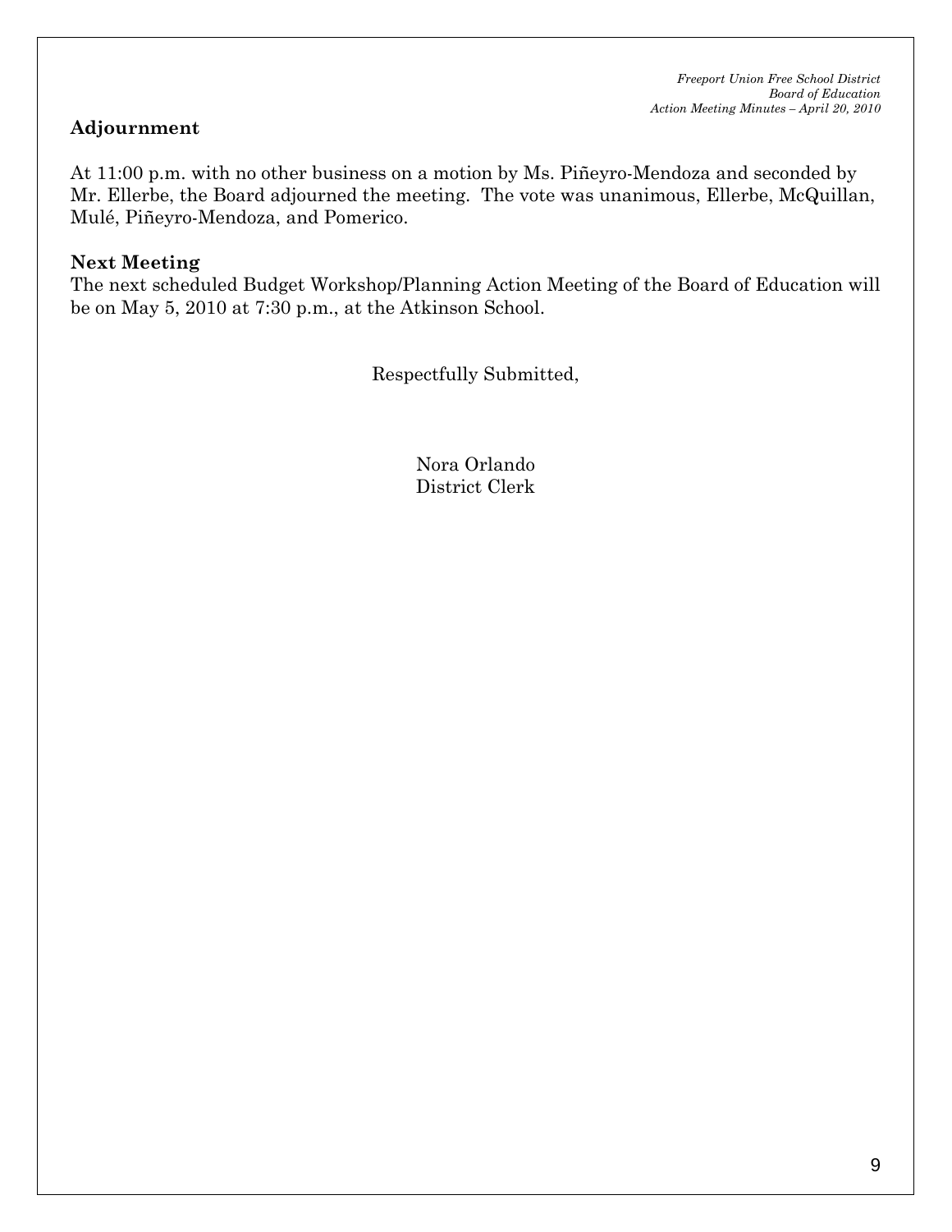**Adjournment**

At 11:00 p.m. with no other business on a motion by Ms. Piñeyro-Mendoza and seconded by Mr. Ellerbe, the Board adjourned the meeting. The vote was unanimous, Ellerbe, McQuillan, Mulé, Piñeyro-Mendoza, and Pomerico.

**Next Meeting**

The next scheduled Budget Workshop/Planning Action Meeting of the Board of Education will be on May 5, 2010 at 7:30 p.m., at the Atkinson School.

Respectfully Submitted,

Nora Orlando
District Clerk